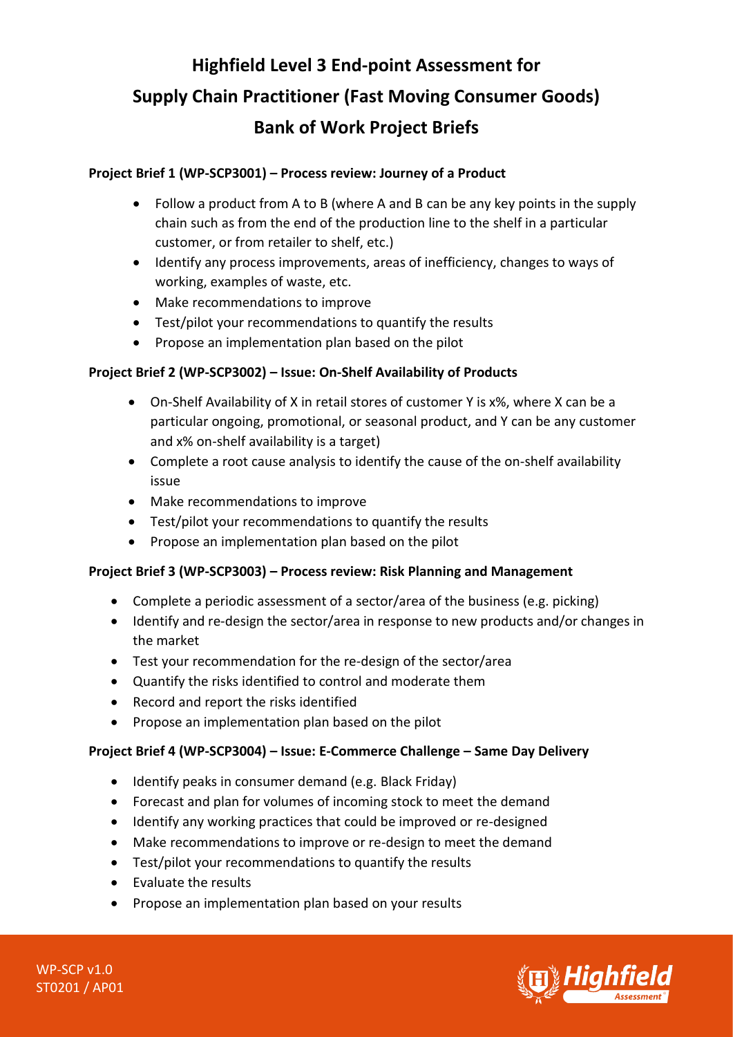# Highfield Level 3 End-point Assessment for Supply Chain Practitioner (Fast Moving Consumer Goods) Bank of Work Project Briefs

**Project Brief 1 (WP-SCP3001) – Process review: Journey of a Product**

- Follow a product from A to B (where A and B can be any key points in the supply chain such as from the end of the production line to the shelf in a particular customer, or from retailer to shelf, etc.)
- Identify any process improvements, areas of inefficiency, changes to ways of working, examples of waste, etc.
- Make recommendations to improve
- Test/pilot your recommendations to quantify the results
- Propose an implementation plan based on the pilot

**Project Brief 2 (WP-SCP3002) – Issue: On-Shelf Availability of Products**

- On-Shelf Availability of X in retail stores of customer Y is x%, where X can be a particular ongoing, promotional, or seasonal product, and Y can be any customer and x% on-shelf availability is a target)
- Complete a root cause analysis to identify the cause of the on-shelf availability issue
- Make recommendations to improve
- Test/pilot your recommendations to quantify the results
- Propose an implementation plan based on the pilot

**Project Brief 3 (WP-SCP3003) – Process review: Risk Planning and Management**

- Complete a periodic assessment of a sector/area of the business (e.g. picking)
- Identify and re-design the sector/area in response to new products and/or changes in the market
- Test your recommendation for the re-design of the sector/area
- Quantify the risks identified to control and moderate them
- Record and report the risks identified
- Propose an implementation plan based on the pilot

**Project Brief 4 (WP-SCP3004) – Issue: E-Commerce Challenge – Same Day Delivery**

- Identify peaks in consumer demand (e.g. Black Friday)
- Forecast and plan for volumes of incoming stock to meet the demand
- Identify any working practices that could be improved or re-designed
- Make recommendations to improve or re-design to meet the demand
- Test/pilot your recommendations to quantify the results
- Evaluate the results
- Propose an implementation plan based on your results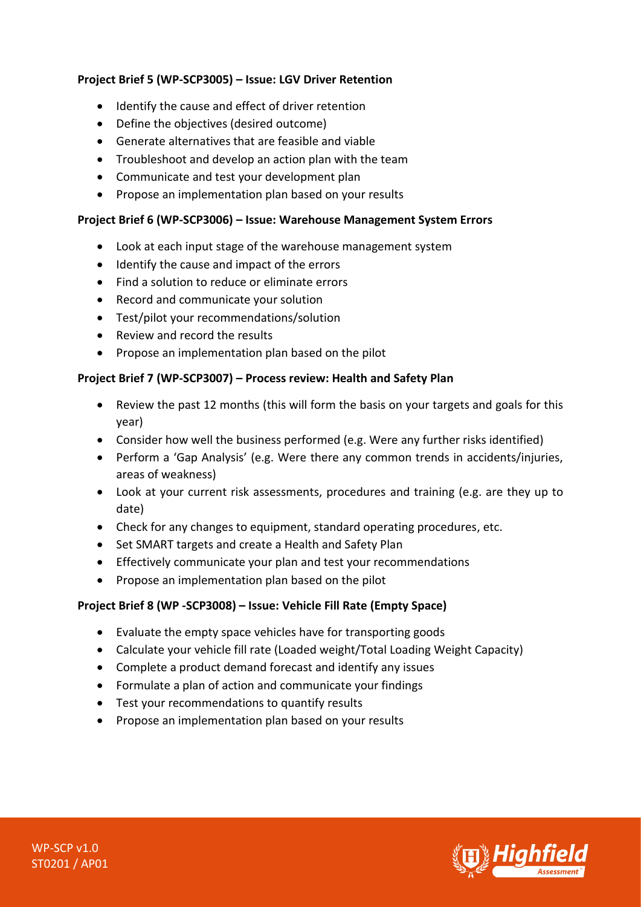**Project Brief 5 (WP-SCP3005) – Issue: LGV Driver Retention**

- Identify the cause and effect of driver retention
- Define the objectives (desired outcome)
- Generate alternatives that are feasible and viable
- Troubleshoot and develop an action plan with the team
- Communicate and test your development plan
- Propose an implementation plan based on your results

**Project Brief 6 (WP-SCP3006) – Issue: Warehouse Management System Errors**

- Look at each input stage of the warehouse management system
- Identify the cause and impact of the errors
- Find a solution to reduce or eliminate errors
- Record and communicate your solution
- Test/pilot your recommendations/solution
- Review and record the results
- Propose an implementation plan based on the pilot

**Project Brief 7 (WP-SCP3007) – Process review: Health and Safety Plan**

- Review the past 12 months (this will form the basis on your targets and goals for this year)
- Consider how well the business performed (e.g. Were any further risks identified)
- Perform a 'Gap Analysis' (e.g. Were there any common trends in accidents/injuries, areas of weakness)
- Look at your current risk assessments, procedures and training (e.g. are they up to date)
- Check for any changes to equipment, standard operating procedures, etc.
- Set SMART targets and create a Health and Safety Plan
- Effectively communicate your plan and test your recommendations
- Propose an implementation plan based on the pilot

**Project Brief 8 (WP -SCP3008) – Issue: Vehicle Fill Rate (Empty Space)**

- Evaluate the empty space vehicles have for transporting goods
- Calculate your vehicle fill rate (Loaded weight/Total Loading Weight Capacity)
- Complete a product demand forecast and identify any issues
- Formulate a plan of action and communicate your findings
- Test your recommendations to quantify results
- Propose an implementation plan based on your results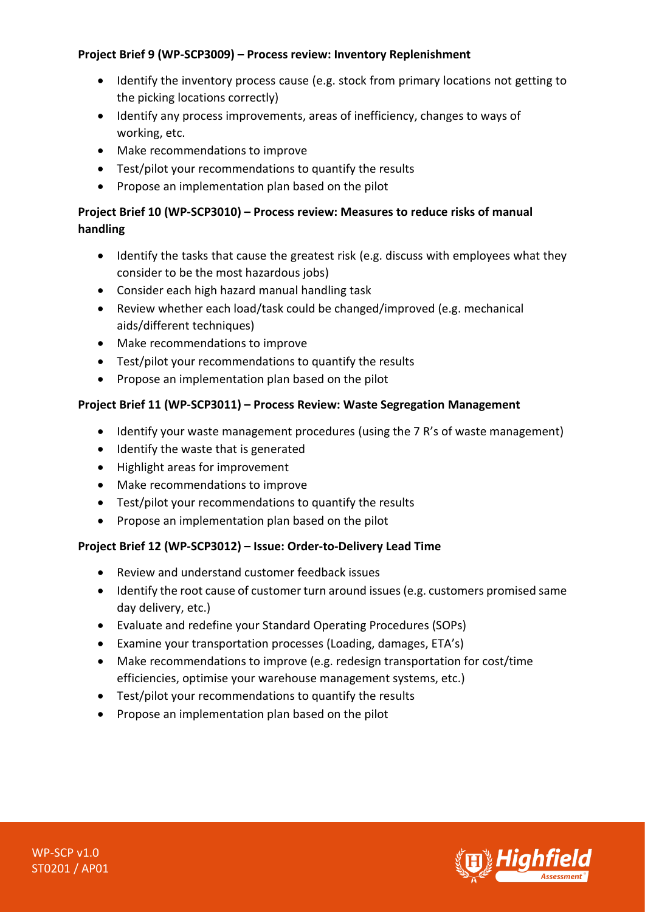**Project Brief 9 (WP-SCP3009) – Process review: Inventory Replenishment**

- Identify the inventory process cause (e.g. stock from primary locations not getting to the picking locations correctly)
- Identify any process improvements, areas of inefficiency, changes to ways of working, etc.
- Make recommendations to improve
- Test/pilot your recommendations to quantify the results
- Propose an implementation plan based on the pilot

**Project Brief 10 (WP-SCP3010) – Process review: Measures to reduce risks of manual handling**

- Identify the tasks that cause the greatest risk (e.g. discuss with employees what they consider to be the most hazardous jobs)
- Consider each high hazard manual handling task
- Review whether each load/task could be changed/improved (e.g. mechanical aids/different techniques)
- Make recommendations to improve
- Test/pilot your recommendations to quantify the results
- Propose an implementation plan based on the pilot

**Project Brief 11 (WP-SCP3011) – Process Review: Waste Segregation Management**

- Identify your waste management procedures (using the 7 R's of waste management)
- Identify the waste that is generated
- Highlight areas for improvement
- Make recommendations to improve
- Test/pilot your recommendations to quantify the results
- Propose an implementation plan based on the pilot

**Project Brief 12 (WP-SCP3012) – Issue: Order-to-Delivery Lead Time**

- Review and understand customer feedback issues
- Identify the root cause of customer turn around issues (e.g. customers promised same day delivery, etc.)
- Evaluate and redefine your Standard Operating Procedures (SOPs)
- Examine your transportation processes (Loading, damages, ETA's)
- Make recommendations to improve (e.g. redesign transportation for cost/time efficiencies, optimise your warehouse management systems, etc.)
- Test/pilot your recommendations to quantify the results
- Propose an implementation plan based on the pilot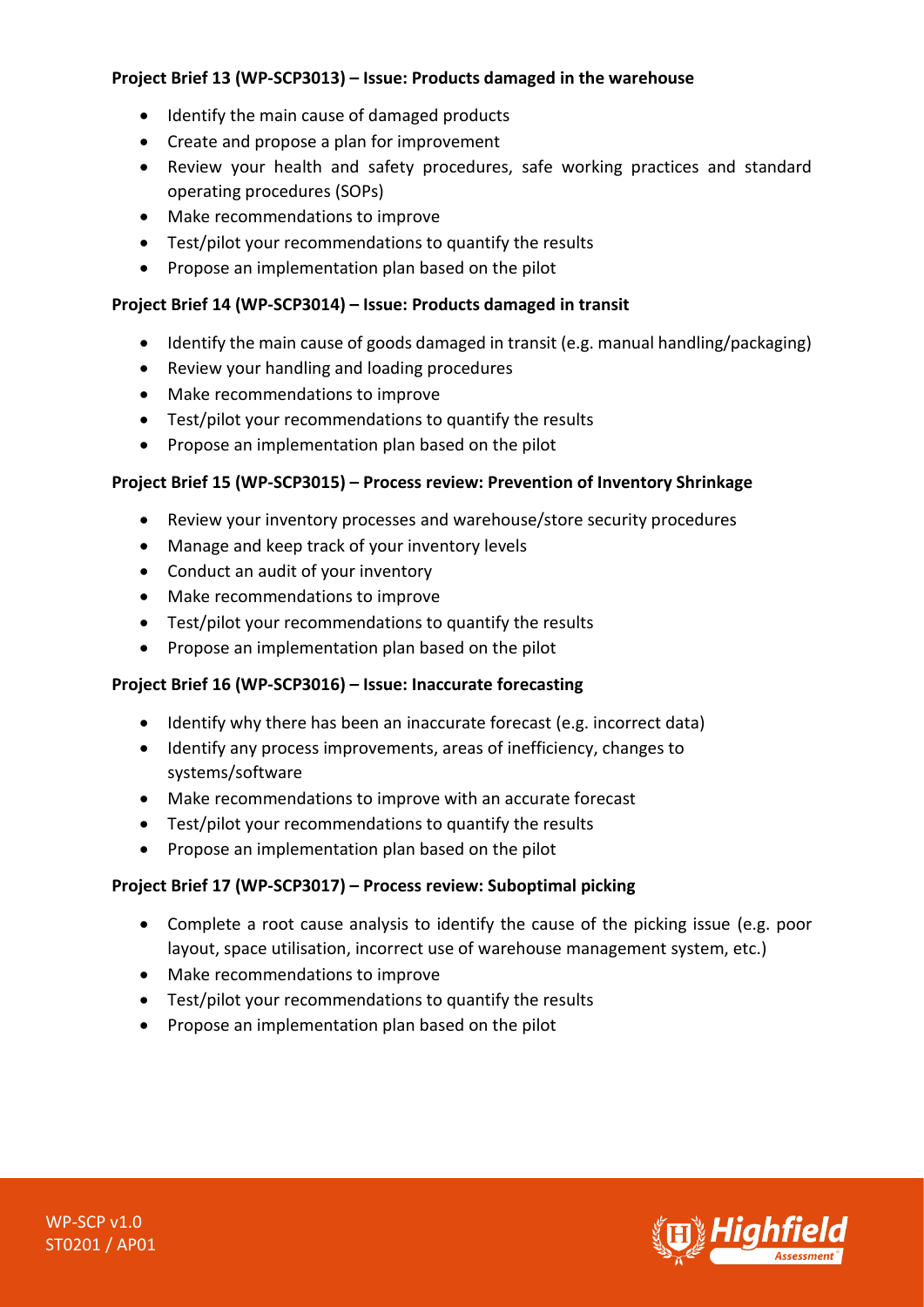**Project Brief 13 (WP-SCP3013) – Issue: Products damaged in the warehouse**

- Identify the main cause of damaged products
- Create and propose a plan for improvement
- Review your health and safety procedures, safe working practices and standard operating procedures (SOPs)
- Make recommendations to improve
- Test/pilot your recommendations to quantify the results
- Propose an implementation plan based on the pilot

**Project Brief 14 (WP-SCP3014) – Issue: Products damaged in transit**

- Identify the main cause of goods damaged in transit (e.g. manual handling/packaging)
- Review your handling and loading procedures
- Make recommendations to improve
- Test/pilot your recommendations to quantify the results
- Propose an implementation plan based on the pilot

**Project Brief 15 (WP-SCP3015) – Process review: Prevention of Inventory Shrinkage**

- Review your inventory processes and warehouse/store security procedures
- Manage and keep track of your inventory levels
- Conduct an audit of your inventory
- Make recommendations to improve
- Test/pilot your recommendations to quantify the results
- Propose an implementation plan based on the pilot

**Project Brief 16 (WP-SCP3016) – Issue: Inaccurate forecasting**

- Identify why there has been an inaccurate forecast (e.g. incorrect data)
- Identify any process improvements, areas of inefficiency, changes to systems/software
- Make recommendations to improve with an accurate forecast
- Test/pilot your recommendations to quantify the results
- Propose an implementation plan based on the pilot

**Project Brief 17 (WP-SCP3017) – Process review: Suboptimal picking**

- Complete a root cause analysis to identify the cause of the picking issue (e.g. poor layout, space utilisation, incorrect use of warehouse management system, etc.)
- Make recommendations to improve
- Test/pilot your recommendations to quantify the results
- Propose an implementation plan based on the pilot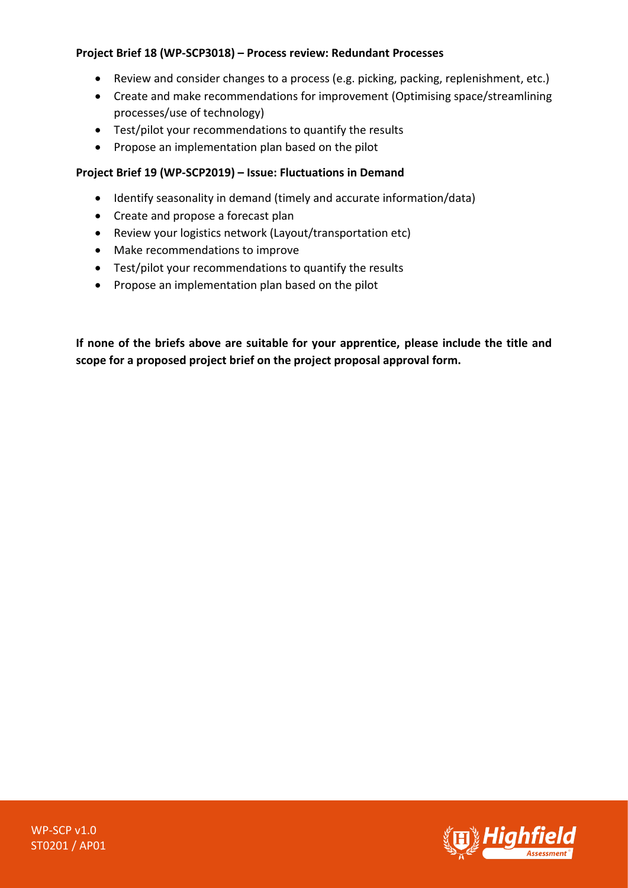**Project Brief 18 (WP-SCP3018) – Process review: Redundant Processes**

- Review and consider changes to a process (e.g. picking, packing, replenishment, etc.)
- Create and make recommendations for improvement (Optimising space/streamlining processes/use of technology)
- Test/pilot your recommendations to quantify the results
- Propose an implementation plan based on the pilot

**Project Brief 19 (WP-SCP2019) – Issue: Fluctuations in Demand**

- Identify seasonality in demand (timely and accurate information/data)
- Create and propose a forecast plan
- Review your logistics network (Layout/transportation etc)
- Make recommendations to improve
- Test/pilot your recommendations to quantify the results
- Propose an implementation plan based on the pilot

**If none of the briefs above are suitable for your apprentice, please include the title and scope for a proposed project brief on the project proposal approval form.**